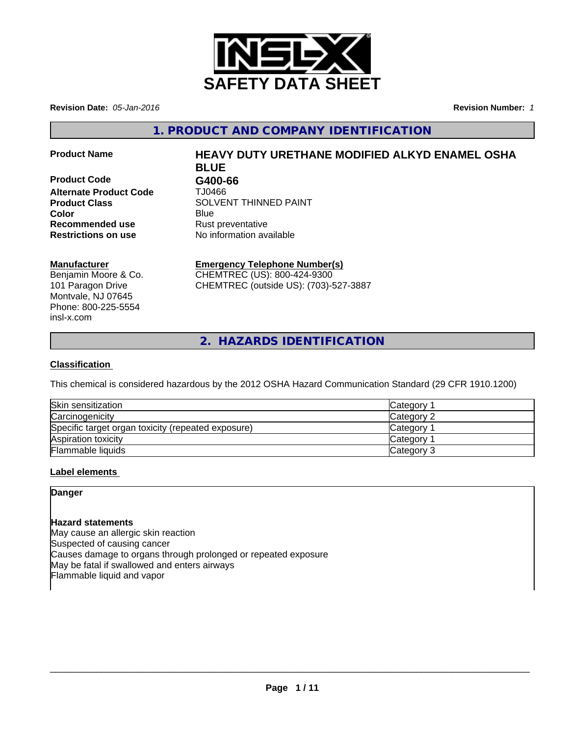# SAFETY DATA SHEET

**Revision Date:** *05-Jan-2016*

**Revision Number:** *1*

## 1. PRODUCT AND COMPANY IDENTIFICATION

| | |
|---|---|
| **Product Name** | **HEAVY DUTY URETHANE MODIFIED ALKYD ENAMEL OSHA BLUE** |
| **Product Code** | **G400-66** |
| **Alternate Product Code** | TJ0466 |
| **Product Class** | SOLVENT THINNED PAINT |
| **Color** | Blue |
| **Recommended use** | Rust preventative |
| **Restrictions on use** | No information available |

**Manufacturer**
Benjamin Moore & Co.
101 Paragon Drive
Montvale, NJ 07645
Phone: 800-225-5554
insl-x.com

**Emergency Telephone Number(s)**
CHEMTREC (US): 800-424-9300
CHEMTREC (outside US): (703)-527-3887

## 2. HAZARDS IDENTIFICATION

### Classification

This chemical is considered hazardous by the 2012 OSHA Hazard Communication Standard (29 CFR 1910.1200)

| | |
|---|---|
| Skin sensitization | Category 1 |
| Carcinogenicity | Category 2 |
| Specific target organ toxicity (repeated exposure) | Category 1 |
| Aspiration toxicity | Category 1 |
| Flammable liquids | Category 3 |

### Label elements

**Danger**

**Hazard statements**
May cause an allergic skin reaction
Suspected of causing cancer
Causes damage to organs through prolonged or repeated exposure
May be fatal if swallowed and enters airways
Flammable liquid and vapor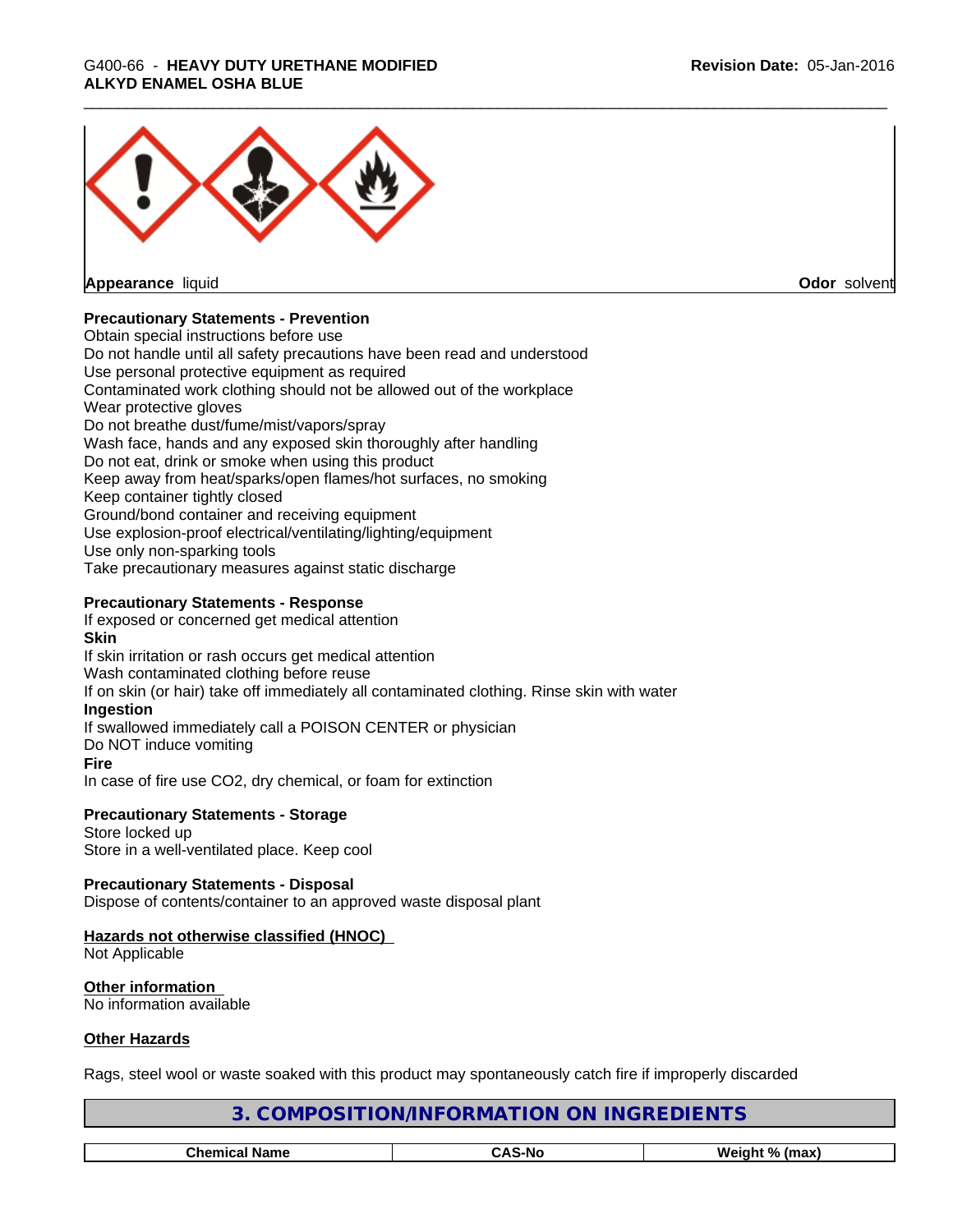**Appearance** liquid **Odor** solvent

**Precautionary Statements - Prevention**

Obtain special instructions before use
Do not handle until all safety precautions have been read and understood
Use personal protective equipment as required
Contaminated work clothing should not be allowed out of the workplace
Wear protective gloves
Do not breathe dust/fume/mist/vapors/spray
Wash face, hands and any exposed skin thoroughly after handling
Do not eat, drink or smoke when using this product
Keep away from heat/sparks/open flames/hot surfaces, no smoking
Keep container tightly closed
Ground/bond container and receiving equipment
Use explosion-proof electrical/ventilating/lighting/equipment
Use only non-sparking tools
Take precautionary measures against static discharge

**Precautionary Statements - Response**

If exposed or concerned get medical attention

**Skin**

If skin irritation or rash occurs get medical attention
Wash contaminated clothing before reuse
If on skin (or hair) take off immediately all contaminated clothing. Rinse skin with water

**Ingestion**

If swallowed immediately call a POISON CENTER or physician
Do NOT induce vomiting

**Fire**

In case of fire use $CO_2$, dry chemical, or foam for extinction

**Precautionary Statements - Storage**

Store locked up
Store in a well-ventilated place. Keep cool

**Precautionary Statements - Disposal**

Dispose of contents/container to an approved waste disposal plant

**Hazards not otherwise classified (HNOC)**

Not Applicable

**Other information**

No information available

**Other Hazards**

Rags, steel wool or waste soaked with this product may spontaneously catch fire if improperly discarded

## 3. COMPOSITION/INFORMATION ON INGREDIENTS

| Chemical Name | CAS-No | Weight % (max) |
|---|---|---|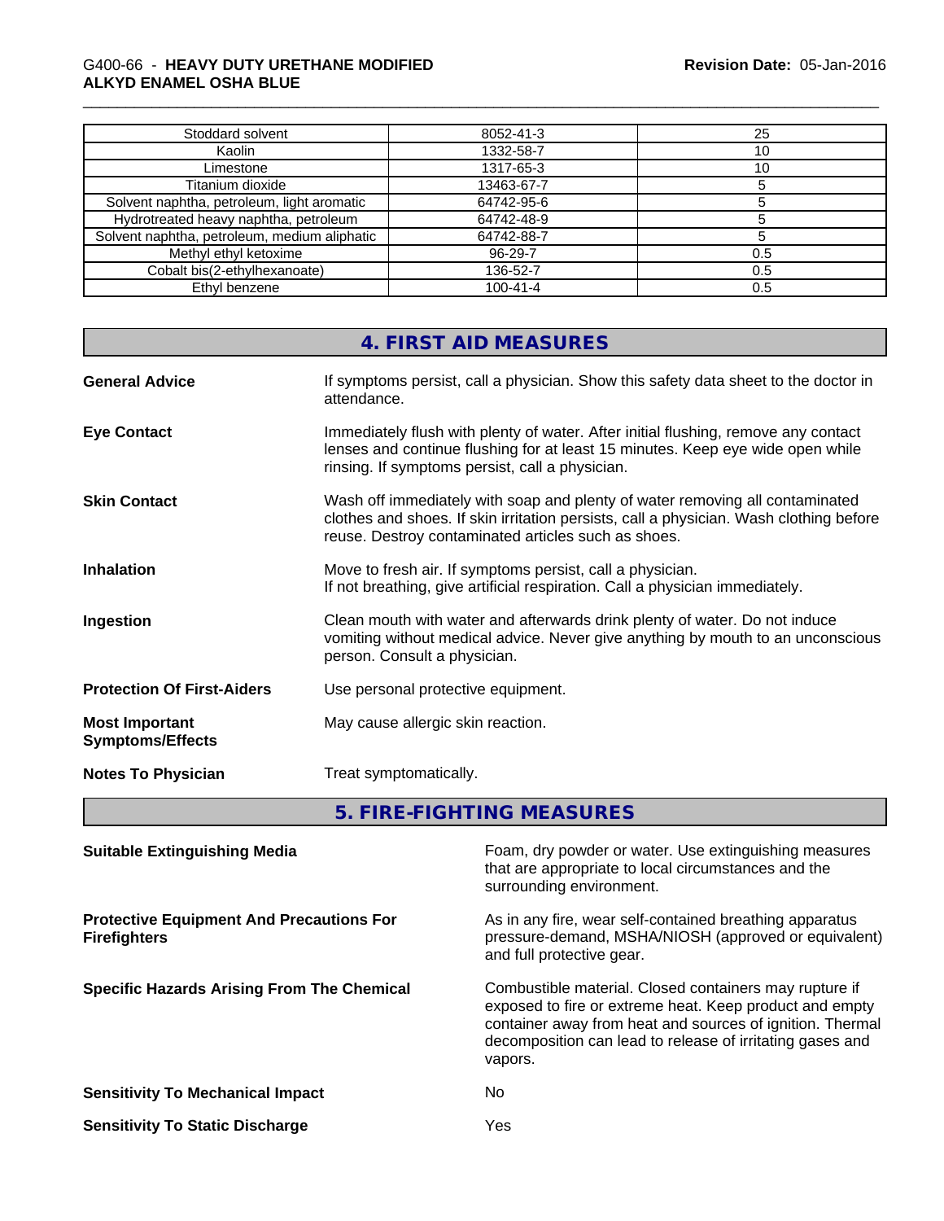| Stoddard solvent | 8052-41-3 | 25 |
|---|---|---|
| Kaolin | 1332-58-7 | 10 |
| Limestone | 1317-65-3 | 10 |
| Titanium dioxide | 13463-67-7 | 5 |
| Solvent naphtha, petroleum, light aromatic | 64742-95-6 | 5 |
| Hydrotreated heavy naphtha, petroleum | 64742-48-9 | 5 |
| Solvent naphtha, petroleum, medium aliphatic | 64742-88-7 | 5 |
| Methyl ethyl ketoxime | 96-29-7 | 0.5 |
| Cobalt bis(2-ethylhexanoate) | 136-52-7 | 0.5 |
| Ethyl benzene | 100-41-4 | 0.5 |

## 4. FIRST AID MEASURES

**General Advice** If symptoms persist, call a physician. Show this safety data sheet to the doctor in attendance.

**Eye Contact** Immediately flush with plenty of water. After initial flushing, remove any contact lenses and continue flushing for at least 15 minutes. Keep eye wide open while rinsing. If symptoms persist, call a physician.

**Skin Contact** Wash off immediately with soap and plenty of water removing all contaminated clothes and shoes. If skin irritation persists, call a physician. Wash clothing before reuse. Destroy contaminated articles such as shoes.

**Inhalation** Move to fresh air. If symptoms persist, call a physician.
If not breathing, give artificial respiration. Call a physician immediately.

**Ingestion** Clean mouth with water and afterwards drink plenty of water. Do not induce vomiting without medical advice. Never give anything by mouth to an unconscious person. Consult a physician.

**Protection Of First-Aiders** Use personal protective equipment.

**Most Important Symptoms/Effects** May cause allergic skin reaction.

**Notes To Physician** Treat symptomatically.

## 5. FIRE-FIGHTING MEASURES

**Suitable Extinguishing Media** Foam, dry powder or water. Use extinguishing measures that are appropriate to local circumstances and the surrounding environment.

**Protective Equipment And Precautions For Firefighters** As in any fire, wear self-contained breathing apparatus pressure-demand, MSHA/NIOSH (approved or equivalent) and full protective gear.

**Specific Hazards Arising From The Chemical** Combustible material. Closed containers may rupture if exposed to fire or extreme heat. Keep product and empty container away from heat and sources of ignition. Thermal decomposition can lead to release of irritating gases and vapors.

**Sensitivity To Mechanical Impact** No

**Sensitivity To Static Discharge** Yes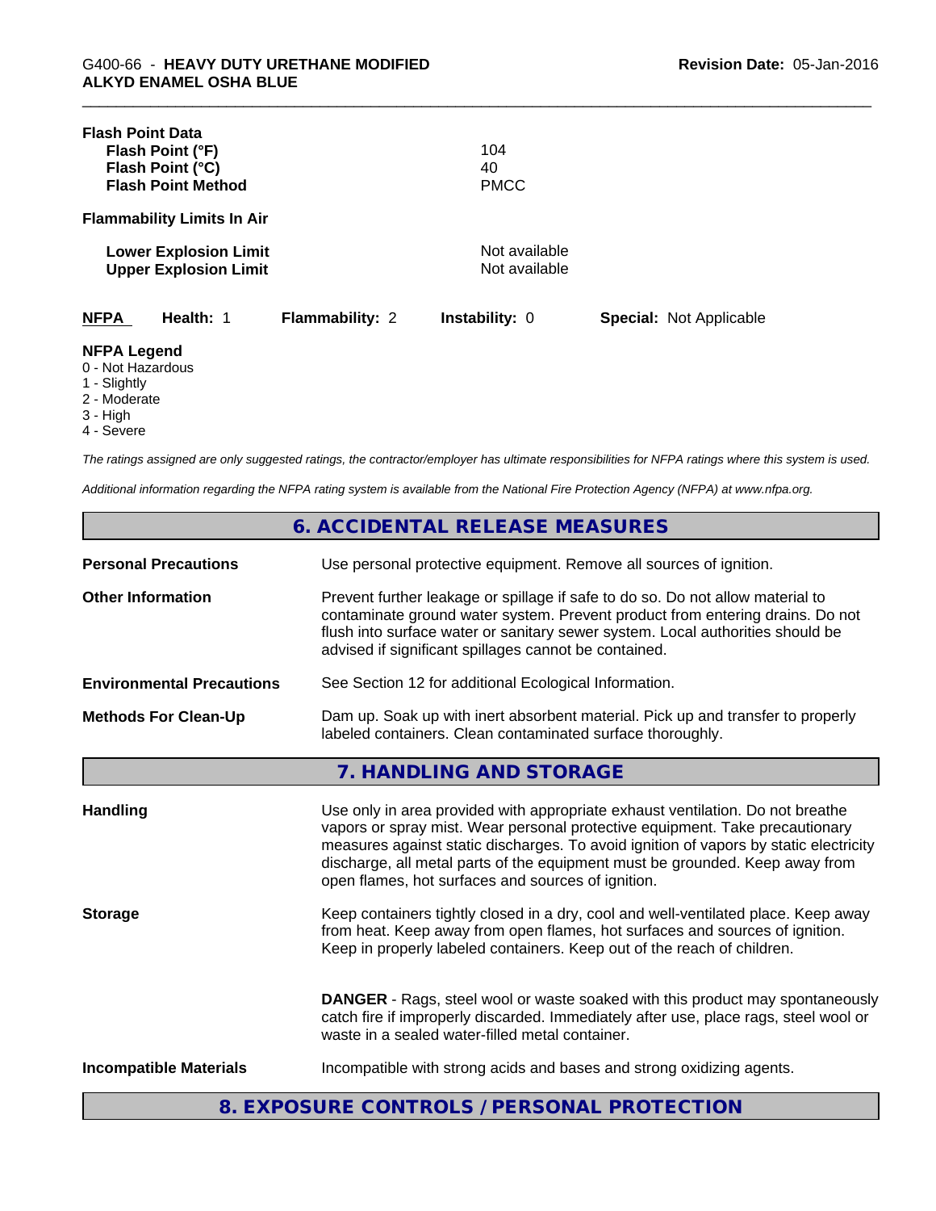**Flash Point Data**

| | |
|---|---|
| **Flash Point (°F)** | 104 |
| **Flash Point (°C)** | 40 |
| **Flash Point Method** | PMCC |

**Flammability Limits In Air**

| | |
|---|---|
| **Lower Explosion Limit** | Not available |
| **Upper Explosion Limit** | Not available |

| **NFPA** | **Health:** 1 | **Flammability:** 2 | **Instability:** 0 | **Special:** Not Applicable |
|---|---|---|---|---|

**NFPA Legend**
0 - Not Hazardous
1 - Slightly
2 - Moderate
3 - High
4 - Severe

*The ratings assigned are only suggested ratings, the contractor/employer has ultimate responsibilities for NFPA ratings where this system is used.*

*Additional information regarding the NFPA rating system is available from the National Fire Protection Agency (NFPA) at www.nfpa.org.*

## 6. ACCIDENTAL RELEASE MEASURES

**Personal Precautions** Use personal protective equipment. Remove all sources of ignition.

**Other Information** Prevent further leakage or spillage if safe to do so. Do not allow material to contaminate ground water system. Prevent product from entering drains. Do not flush into surface water or sanitary sewer system. Local authorities should be advised if significant spillages cannot be contained.

**Environmental Precautions** See Section 12 for additional Ecological Information.

**Methods For Clean-Up** Dam up. Soak up with inert absorbent material. Pick up and transfer to properly labeled containers. Clean contaminated surface thoroughly.

## 7. HANDLING AND STORAGE

**Handling** Use only in area provided with appropriate exhaust ventilation. Do not breathe vapors or spray mist. Wear personal protective equipment. Take precautionary measures against static discharges. To avoid ignition of vapors by static electricity discharge, all metal parts of the equipment must be grounded. Keep away from open flames, hot surfaces and sources of ignition.

**Storage** Keep containers tightly closed in a dry, cool and well-ventilated place. Keep away from heat. Keep away from open flames, hot surfaces and sources of ignition. Keep in properly labeled containers. Keep out of the reach of children.

**DANGER** - Rags, steel wool or waste soaked with this product may spontaneously catch fire if improperly discarded. Immediately after use, place rags, steel wool or waste in a sealed water-filled metal container.

**Incompatible Materials** Incompatible with strong acids and bases and strong oxidizing agents.

## 8. EXPOSURE CONTROLS / PERSONAL PROTECTION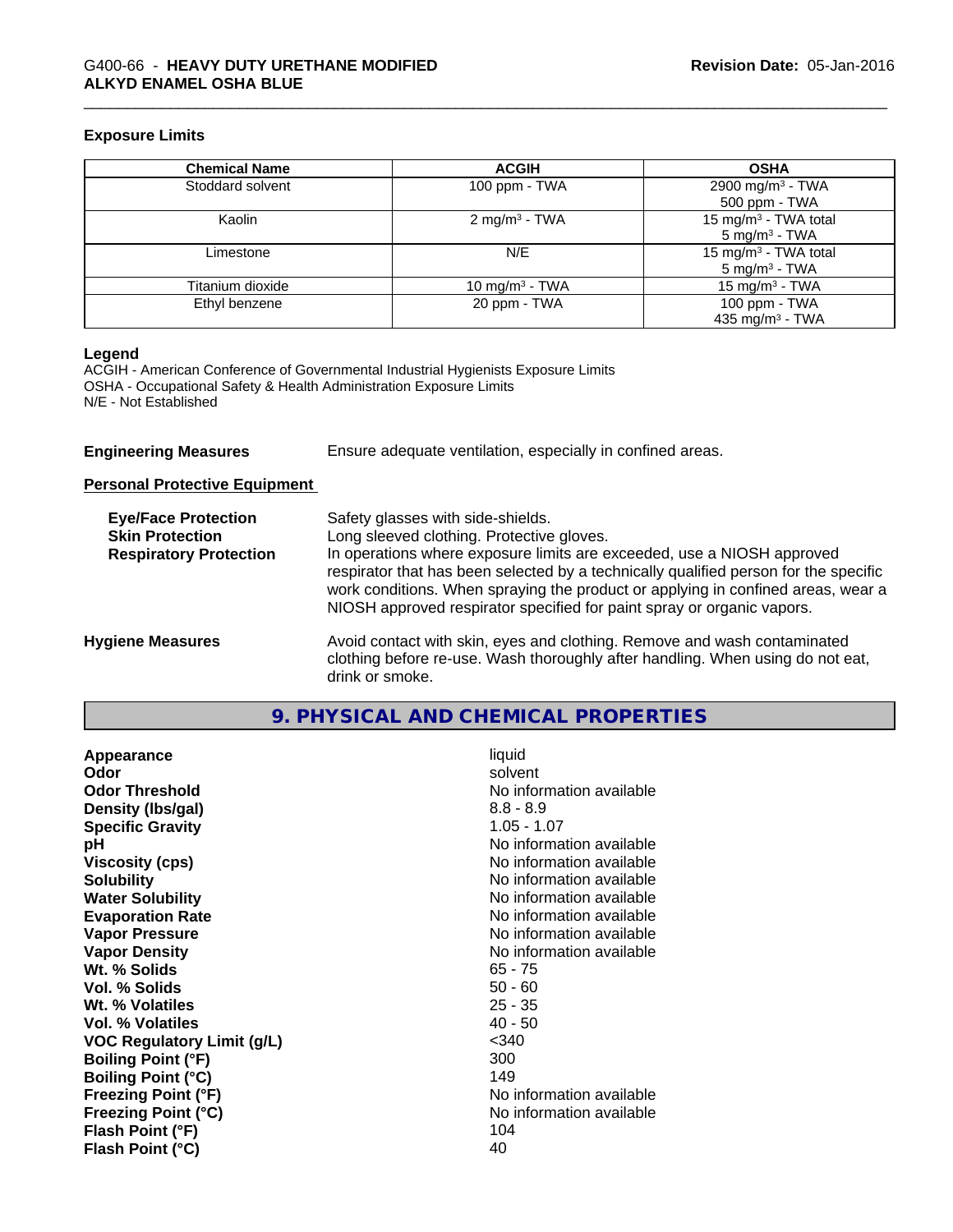### Exposure Limits

| Chemical Name | ACGIH | OSHA |
|---|---|---|
| Stoddard solvent | 100 ppm - TWA | 2900 mg/m³ - TWA<br>500 ppm - TWA |
| Kaolin | 2 mg/m³ - TWA | 15 mg/m³ - TWA total<br>5 mg/m³ - TWA |
| Limestone | N/E | 15 mg/m³ - TWA total<br>5 mg/m³ - TWA |
| Titanium dioxide | 10 mg/m³ - TWA | 15 mg/m³ - TWA |
| Ethyl benzene | 20 ppm - TWA | 100 ppm - TWA<br>435 mg/m³ - TWA |

**Legend**
ACGIH - American Conference of Governmental Industrial Hygienists Exposure Limits
OSHA - Occupational Safety & Health Administration Exposure Limits
N/E - Not Established

**Engineering Measures** Ensure adequate ventilation, especially in confined areas.

**Personal Protective Equipment**

**Eye/Face Protection** Safety glasses with side-shields.
**Skin Protection** Long sleeved clothing. Protective gloves.
**Respiratory Protection** In operations where exposure limits are exceeded, use a NIOSH approved respirator that has been selected by a technically qualified person for the specific work conditions. When spraying the product or applying in confined areas, wear a NIOSH approved respirator specified for paint spray or organic vapors.

**Hygiene Measures** Avoid contact with skin, eyes and clothing. Remove and wash contaminated clothing before re-use. Wash thoroughly after handling. When using do not eat, drink or smoke.

## 9. PHYSICAL AND CHEMICAL PROPERTIES

| | |
|---|---|
| **Appearance** | liquid |
| **Odor** | solvent |
| **Odor Threshold** | No information available |
| **Density (lbs/gal)** | 8.8 - 8.9 |
| **Specific Gravity** | 1.05 - 1.07 |
| **pH** | No information available |
| **Viscosity (cps)** | No information available |
| **Solubility** | No information available |
| **Water Solubility** | No information available |
| **Evaporation Rate** | No information available |
| **Vapor Pressure** | No information available |
| **Vapor Density** | No information available |
| **Wt. % Solids** | 65 - 75 |
| **Vol. % Solids** | 50 - 60 |
| **Wt. % Volatiles** | 25 - 35 |
| **Vol. % Volatiles** | 40 - 50 |
| **VOC Regulatory Limit (g/L)** | <340 |
| **Boiling Point (°F)** | 300 |
| **Boiling Point (°C)** | 149 |
| **Freezing Point (°F)** | No information available |
| **Freezing Point (°C)** | No information available |
| **Flash Point (°F)** | 104 |
| **Flash Point (°C)** | 40 |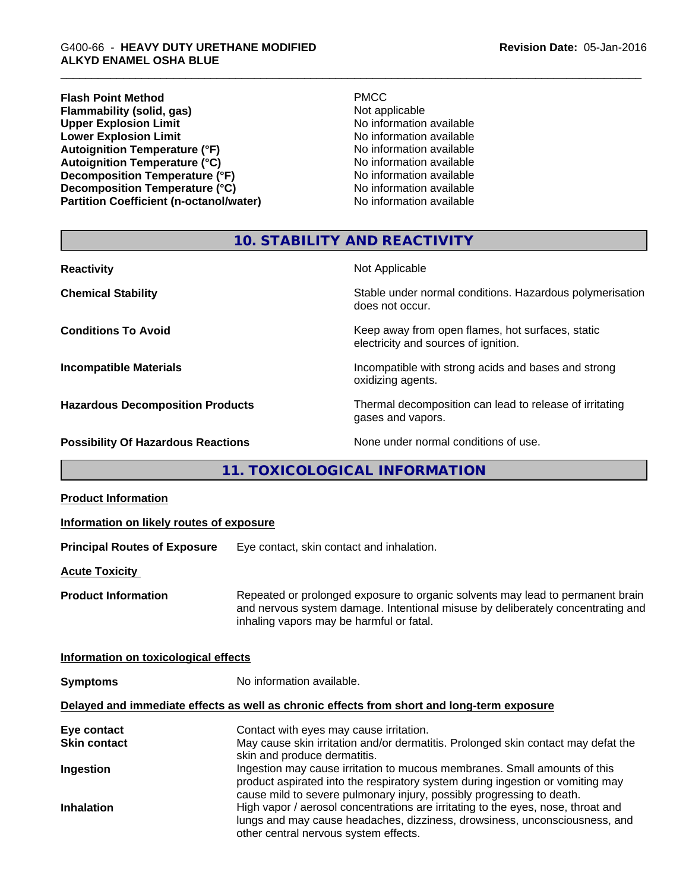| | |
|---|---|
| **Flash Point Method** | PMCC |
| **Flammability (solid, gas)** | Not applicable |
| **Upper Explosion Limit** | No information available |
| **Lower Explosion Limit** | No information available |
| **Autoignition Temperature (°F)** | No information available |
| **Autoignition Temperature (°C)** | No information available |
| **Decomposition Temperature (°F)** | No information available |
| **Decomposition Temperature (°C)** | No information available |
| **Partition Coefficient (n-octanol/water)** | No information available |

## 10. STABILITY AND REACTIVITY

| | |
|---|---|
| **Reactivity** | Not Applicable |
| **Chemical Stability** | Stable under normal conditions. Hazardous polymerisation does not occur. |
| **Conditions To Avoid** | Keep away from open flames, hot surfaces, static electricity and sources of ignition. |
| **Incompatible Materials** | Incompatible with strong acids and bases and strong oxidizing agents. |
| **Hazardous Decomposition Products** | Thermal decomposition can lead to release of irritating gases and vapors. |
| **Possibility Of Hazardous Reactions** | None under normal conditions of use. |

## 11. TOXICOLOGICAL INFORMATION

**Product Information**

**Information on likely routes of exposure**

**Principal Routes of Exposure** Eye contact, skin contact and inhalation.

**Acute Toxicity**

**Product Information** Repeated or prolonged exposure to organic solvents may lead to permanent brain and nervous system damage. Intentional misuse by deliberately concentrating and inhaling vapors may be harmful or fatal.

**Information on toxicological effects**

**Symptoms** No information available.

**Delayed and immediate effects as well as chronic effects from short and long-term exposure**

| | |
|---|---|
| **Eye contact** | Contact with eyes may cause irritation. |
| **Skin contact** | May cause skin irritation and/or dermatitis. Prolonged skin contact may defat the skin and produce dermatitis. |
| **Ingestion** | Ingestion may cause irritation to mucous membranes. Small amounts of this product aspirated into the respiratory system during ingestion or vomiting may cause mild to severe pulmonary injury, possibly progressing to death. |
| **Inhalation** | High vapor / aerosol concentrations are irritating to the eyes, nose, throat and lungs and may cause headaches, dizziness, drowsiness, unconsciousness, and other central nervous system effects. |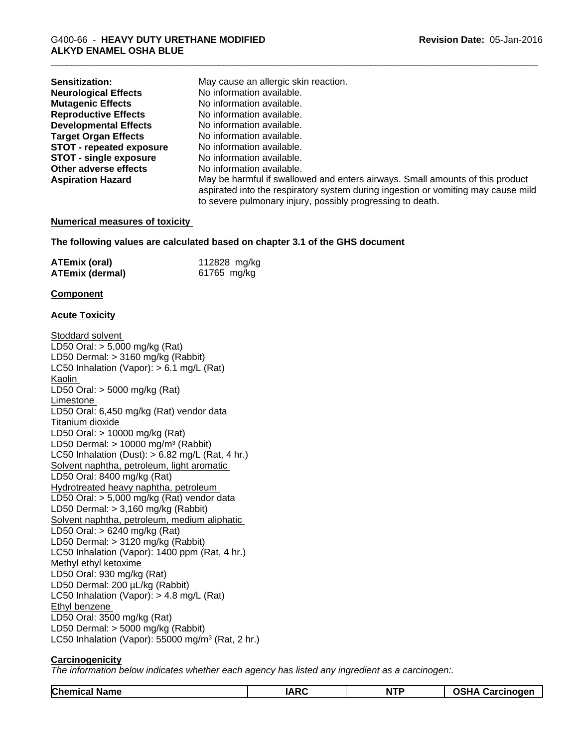| | |
|---|---|
| **Sensitization:** | May cause an allergic skin reaction. |
| **Neurological Effects** | No information available. |
| **Mutagenic Effects** | No information available. |
| **Reproductive Effects** | No information available. |
| **Developmental Effects** | No information available. |
| **Target Organ Effects** | No information available. |
| **STOT - repeated exposure** | No information available. |
| **STOT - single exposure** | No information available. |
| **Other adverse effects** | No information available. |
| **Aspiration Hazard** | May be harmful if swallowed and enters airways. Small amounts of this product aspirated into the respiratory system during ingestion or vomiting may cause mild to severe pulmonary injury, possibly progressing to death. |

**Numerical measures of toxicity**

**The following values are calculated based on chapter 3.1 of the GHS document**

| | |
|---|---|
| **ATEmix (oral)** | 112828 mg/kg |
| **ATEmix (dermal)** | 61765 mg/kg |

**Component**

**Acute Toxicity**

Stoddard solvent
LD50 Oral: > 5,000 mg/kg (Rat)
LD50 Dermal: > 3160 mg/kg (Rabbit)
LC50 Inhalation (Vapor): > 6.1 mg/L (Rat)
Kaolin
LD50 Oral: > 5000 mg/kg (Rat)
Limestone
LD50 Oral: 6,450 mg/kg (Rat) vendor data
Titanium dioxide
LD50 Oral: > 10000 mg/kg (Rat)
LD50 Dermal: > 10000 mg/m³ (Rabbit)
LC50 Inhalation (Dust): > 6.82 mg/L (Rat, 4 hr.)
Solvent naphtha, petroleum, light aromatic
LD50 Oral: 8400 mg/kg (Rat)
Hydrotreated heavy naphtha, petroleum
LD50 Oral: > 5,000 mg/kg (Rat) vendor data
LD50 Dermal: > 3,160 mg/kg (Rabbit)
Solvent naphtha, petroleum, medium aliphatic
LD50 Oral: > 6240 mg/kg (Rat)
LD50 Dermal: > 3120 mg/kg (Rabbit)
LC50 Inhalation (Vapor): 1400 ppm (Rat, 4 hr.)
Methyl ethyl ketoxime
LD50 Oral: 930 mg/kg (Rat)
LD50 Dermal: 200 µL/kg (Rabbit)
LC50 Inhalation (Vapor): > 4.8 mg/L (Rat)
Ethyl benzene
LD50 Oral: 3500 mg/kg (Rat)
LD50 Dermal: > 5000 mg/kg (Rabbit)
LC50 Inhalation (Vapor): 55000 mg/m³ (Rat, 2 hr.)

**Carcinogenicity**

*The information below indicates whether each agency has listed any ingredient as a carcinogen:.*

| Chemical Name | IARC | NTP | OSHA Carcinogen |
|---|---|---|---|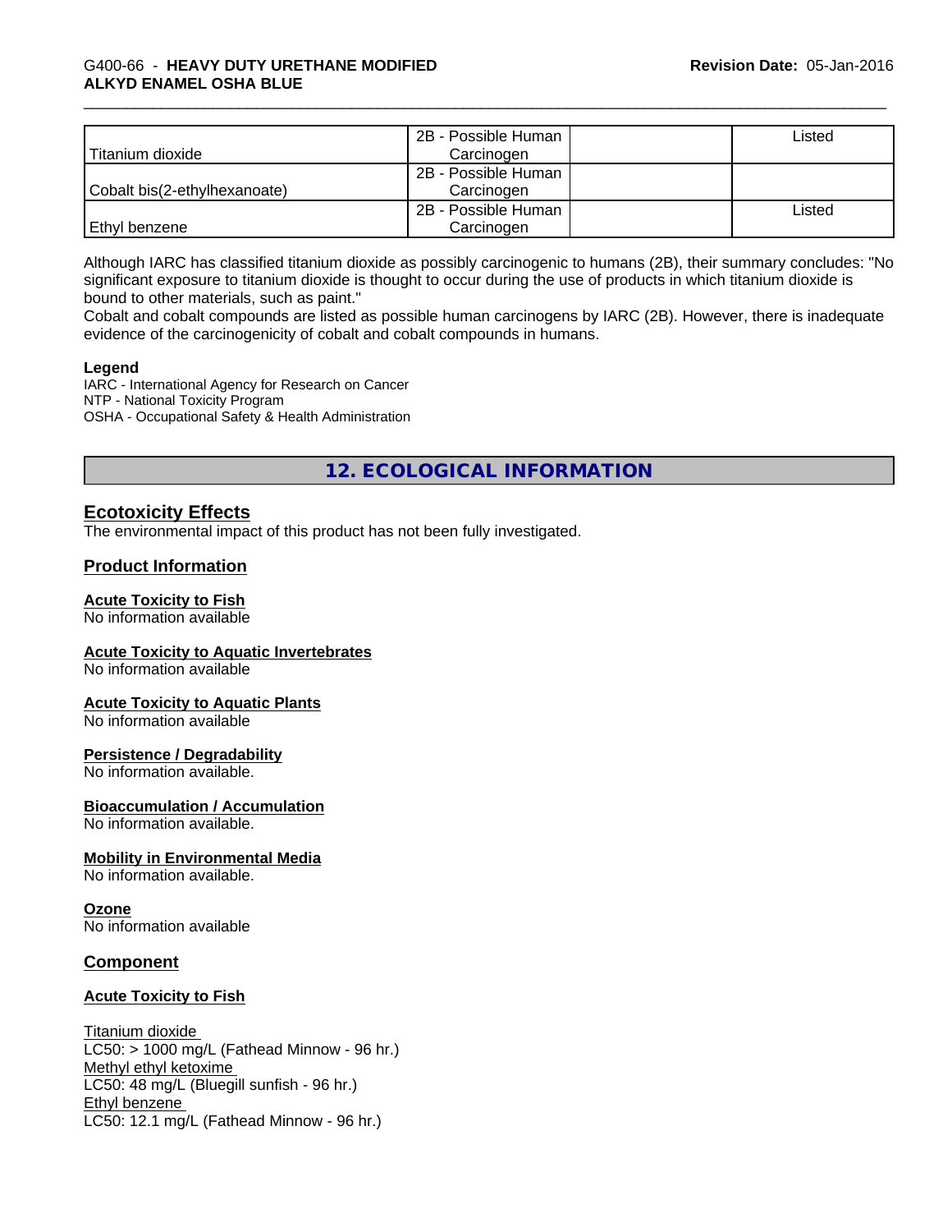| Titanium dioxide | 2B - Possible Human Carcinogen | | Listed |
| --- | --- | --- | --- |
| Cobalt bis(2-ethylhexanoate) | 2B - Possible Human Carcinogen | | |
| Ethyl benzene | 2B - Possible Human Carcinogen | | Listed |

Although IARC has classified titanium dioxide as possibly carcinogenic to humans (2B), their summary concludes: "No significant exposure to titanium dioxide is thought to occur during the use of products in which titanium dioxide is bound to other materials, such as paint."
Cobalt and cobalt compounds are listed as possible human carcinogens by IARC (2B). However, there is inadequate evidence of the carcinogenicity of cobalt and cobalt compounds in humans.

**Legend**
IARC - International Agency for Research on Cancer
NTP - National Toxicity Program
OSHA - Occupational Safety & Health Administration

## 12. ECOLOGICAL INFORMATION

### Ecotoxicity Effects
The environmental impact of this product has not been fully investigated.

### Product Information

**Acute Toxicity to Fish**
No information available

**Acute Toxicity to Aquatic Invertebrates**
No information available

**Acute Toxicity to Aquatic Plants**
No information available

**Persistence / Degradability**
No information available.

**Bioaccumulation / Accumulation**
No information available.

**Mobility in Environmental Media**
No information available.

**Ozone**
No information available

### Component

**Acute Toxicity to Fish**

Titanium dioxide
LC50: > 1000 mg/L (Fathead Minnow - 96 hr.)
Methyl ethyl ketoxime
LC50: 48 mg/L (Bluegill sunfish - 96 hr.)
Ethyl benzene
LC50: 12.1 mg/L (Fathead Minnow - 96 hr.)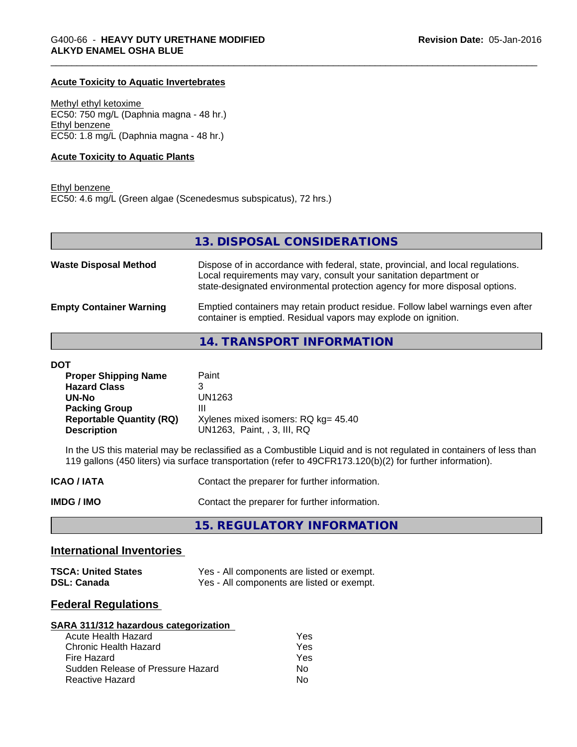### Acute Toxicity to Aquatic Invertebrates

Methyl ethyl ketoxime
EC50: 750 mg/L (Daphnia magna - 48 hr.)
Ethyl benzene
EC50: 1.8 mg/L (Daphnia magna - 48 hr.)

### Acute Toxicity to Aquatic Plants

Ethyl benzene
EC50: 4.6 mg/L (Green algae (Scenedesmus subspicatus), 72 hrs.)

## 13. DISPOSAL CONSIDERATIONS

**Waste Disposal Method** Dispose of in accordance with federal, state, provincial, and local regulations. Local requirements may vary, consult your sanitation department or state-designated environmental protection agency for more disposal options.

**Empty Container Warning** Emptied containers may retain product residue. Follow label warnings even after container is emptied. Residual vapors may explode on ignition.

## 14. TRANSPORT INFORMATION

**DOT**

| | |
|---|---|
| **Proper Shipping Name** | Paint |
| **Hazard Class** | 3 |
| **UN-No** | UN1263 |
| **Packing Group** | III |
| **Reportable Quantity (RQ)** | Xylenes mixed isomers: RQ kg= 45.40 |
| **Description** | UN1263, Paint, , 3, III, RQ |

In the US this material may be reclassified as a Combustible Liquid and is not regulated in containers of less than 119 gallons (450 liters) via surface transportation (refer to 49CFR173.120(b)(2) for further information).

**ICAO / IATA** Contact the preparer for further information.

**IMDG / IMO** Contact the preparer for further information.

## 15. REGULATORY INFORMATION

### International Inventories

| | |
|---|---|
| **TSCA: United States** | Yes - All components are listed or exempt. |
| **DSL: Canada** | Yes - All components are listed or exempt. |

### Federal Regulations

**SARA 311/312 hazardous categorization**

| | |
|---|---|
| Acute Health Hazard | Yes |
| Chronic Health Hazard | Yes |
| Fire Hazard | Yes |
| Sudden Release of Pressure Hazard | No |
| Reactive Hazard | No |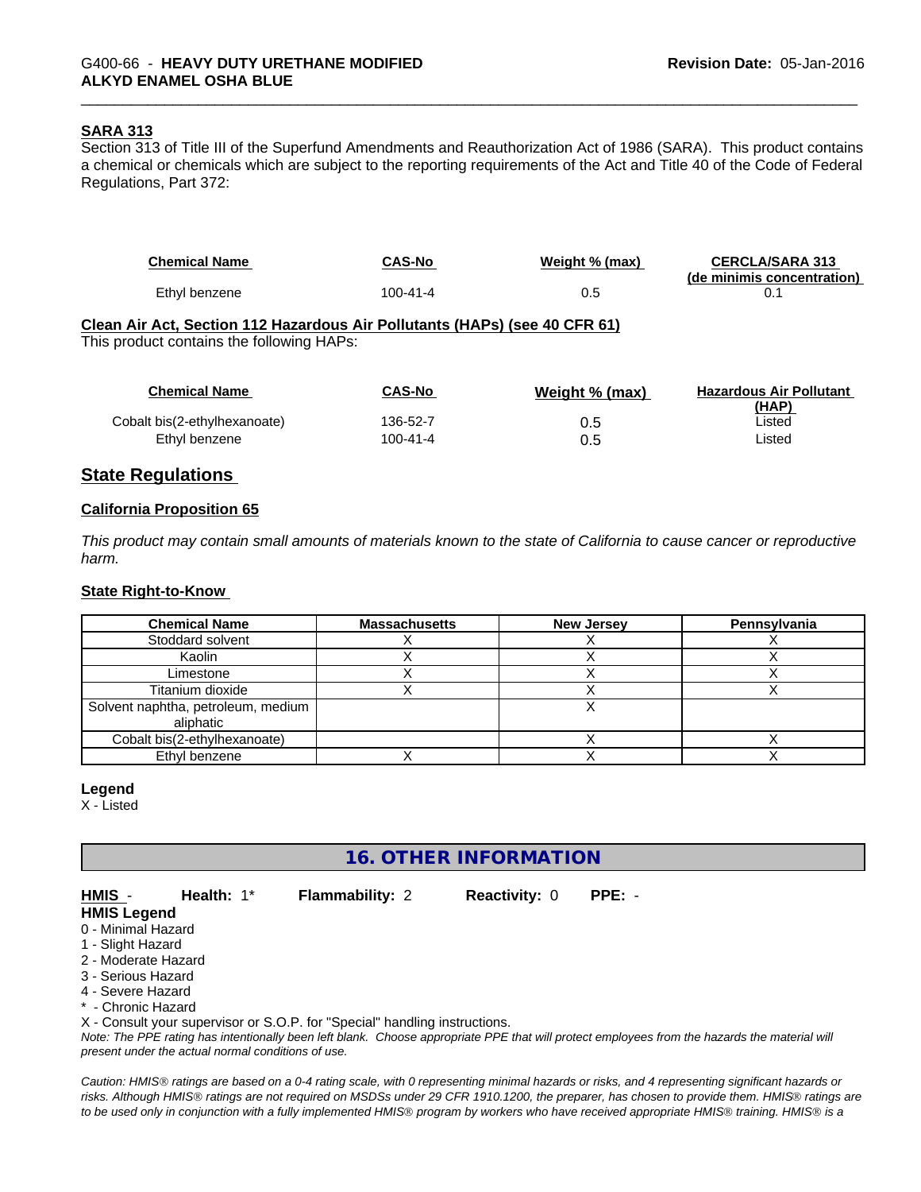### SARA 313

Section 313 of Title III of the Superfund Amendments and Reauthorization Act of 1986 (SARA). This product contains a chemical or chemicals which are subject to the reporting requirements of the Act and Title 40 of the Code of Federal Regulations, Part 372:

| Chemical Name | CAS-No | Weight % (max) | CERCLA/SARA 313 (de minimis concentration) |
|---|---|---|---|
| Ethyl benzene | 100-41-4 | 0.5 | 0.1 |

### Clean Air Act, Section 112 Hazardous Air Pollutants (HAPs) (see 40 CFR 61)

This product contains the following HAPs:

| Chemical Name | CAS-No | Weight % (max) | Hazardous Air Pollutant (HAP) |
|---|---|---|---|
| Cobalt bis(2-ethylhexanoate) | 136-52-7 | 0.5 | Listed |
| Ethyl benzene | 100-41-4 | 0.5 | Listed |

## State Regulations

### California Proposition 65

*This product may contain small amounts of materials known to the state of California to cause cancer or reproductive harm.*

### State Right-to-Know

| Chemical Name | Massachusetts | New Jersey | Pennsylvania |
|---|---|---|---|
| Stoddard solvent | X | X | X |
| Kaolin | X | X | X |
| Limestone | X | X | X |
| Titanium dioxide | X | X | X |
| Solvent naphtha, petroleum, medium aliphatic | | X | |
| Cobalt bis(2-ethylhexanoate) | | X | X |
| Ethyl benzene | X | X | X |

**Legend**

X - Listed

## 16. OTHER INFORMATION

**HMIS** - **Health:** 1* **Flammability:** 2 **Reactivity:** 0 **PPE:** -

**HMIS Legend**

0 - Minimal Hazard
1 - Slight Hazard
2 - Moderate Hazard
3 - Serious Hazard
4 - Severe Hazard
* - Chronic Hazard
X - Consult your supervisor or S.O.P. for "Special" handling instructions.

*Note: The PPE rating has intentionally been left blank. Choose appropriate PPE that will protect employees from the hazards the material will present under the actual normal conditions of use.*

*Caution: HMIS® ratings are based on a 0-4 rating scale, with 0 representing minimal hazards or risks, and 4 representing significant hazards or risks. Although HMIS® ratings are not required on MSDSs under 29 CFR 1910.1200, the preparer, has chosen to provide them. HMIS® ratings are to be used only in conjunction with a fully implemented HMIS® program by workers who have received appropriate HMIS® training. HMIS® is a*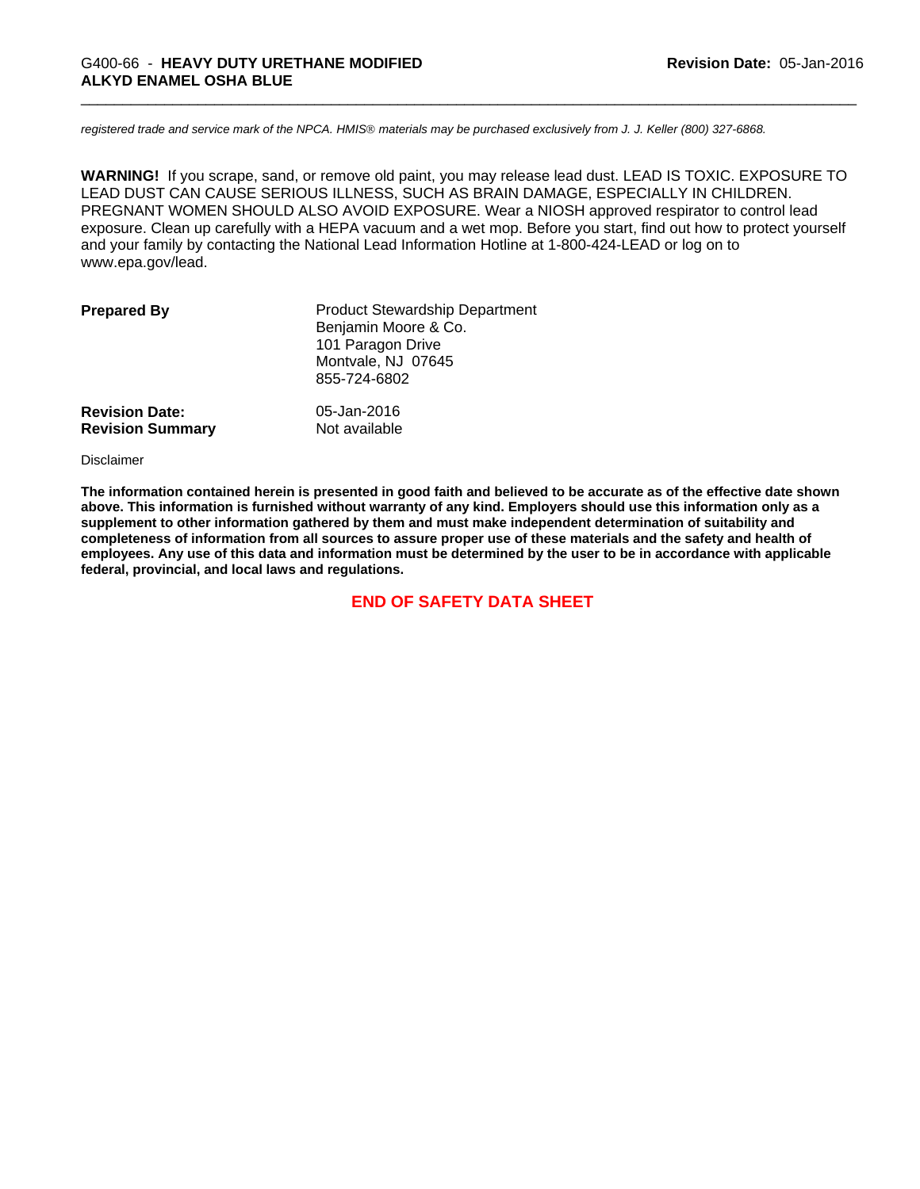*registered trade and service mark of the NPCA. HMIS® materials may be purchased exclusively from J. J. Keller (800) 327-6868.*

**WARNING!** If you scrape, sand, or remove old paint, you may release lead dust. LEAD IS TOXIC. EXPOSURE TO LEAD DUST CAN CAUSE SERIOUS ILLNESS, SUCH AS BRAIN DAMAGE, ESPECIALLY IN CHILDREN. PREGNANT WOMEN SHOULD ALSO AVOID EXPOSURE. Wear a NIOSH approved respirator to control lead exposure. Clean up carefully with a HEPA vacuum and a wet mop. Before you start, find out how to protect yourself and your family by contacting the National Lead Information Hotline at 1-800-424-LEAD or log on to www.epa.gov/lead.

| | |
|---|---|
| **Prepared By** | Product Stewardship Department<br>Benjamin Moore & Co.<br>101 Paragon Drive<br>Montvale, NJ 07645<br>855-724-6802 |
| **Revision Date:** | 05-Jan-2016 |
| **Revision Summary** | Not available |

Disclaimer

**The information contained herein is presented in good faith and believed to be accurate as of the effective date shown above. This information is furnished without warranty of any kind. Employers should use this information only as a supplement to other information gathered by them and must make independent determination of suitability and completeness of information from all sources to assure proper use of these materials and the safety and health of employees. Any use of this data and information must be determined by the user to be in accordance with applicable federal, provincial, and local laws and regulations.**

**END OF SAFETY DATA SHEET**